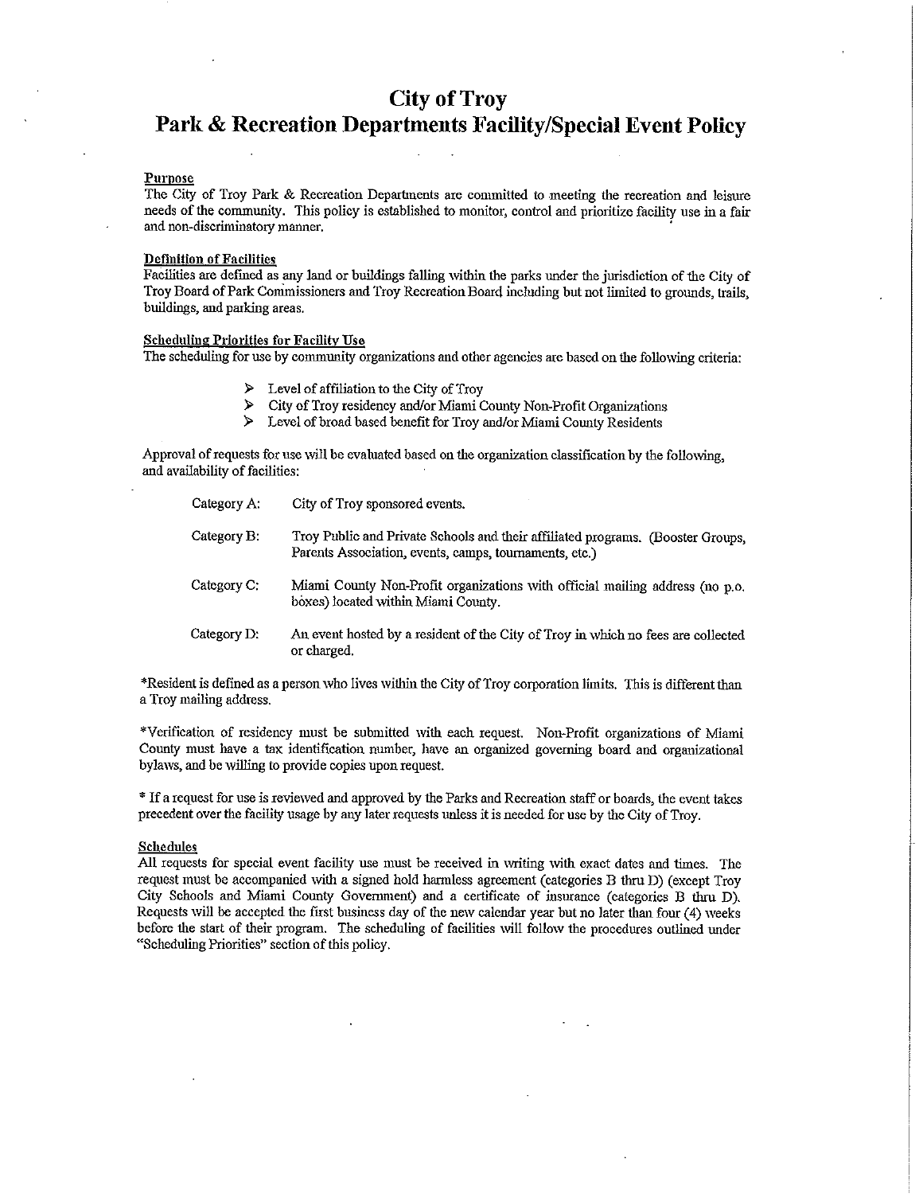# City of Troy
# Park & Recreation Departments Facility/Special Event Policy

**Purpose**

The City of Troy Park & Recreation Departments are committed to meeting the recreation and leisure needs of the community. This policy is established to monitor, control and prioritize facility use in a fair and non-discriminatory manner.

**Definition of Facilities**

Facilities are defined as any land or buildings falling within the parks under the jurisdiction of the City of Troy Board of Park Commissioners and Troy Recreation Board including but not limited to grounds, trails, buildings, and parking areas.

**Scheduling Priorities for Facility Use**

The scheduling for use by community organizations and other agencies are based on the following criteria:

- Level of affiliation to the City of Troy
- City of Troy residency and/or Miami County Non-Profit Organizations
- Level of broad based benefit for Troy and/or Miami County Residents

Approval of requests for use will be evaluated based on the organization classification by the following, and availability of facilities:

| | |
|---|---|
| Category A: | City of Troy sponsored events. |
| Category B: | Troy Public and Private Schools and their affiliated programs. (Booster Groups, Parents Association, events, camps, tournaments, etc.) |
| Category C: | Miami County Non-Profit organizations with official mailing address (no p.o. boxes) located within Miami County. |
| Category D: | An event hosted by a resident of the City of Troy in which no fees are collected or charged. |

*Resident is defined as a person who lives within the City of Troy corporation limits. This is different than a Troy mailing address.

*Verification of residency must be submitted with each request. Non-Profit organizations of Miami County must have a tax identification number, have an organized governing board and organizational bylaws, and be willing to provide copies upon request.

* If a request for use is reviewed and approved by the Parks and Recreation staff or boards, the event takes precedent over the facility usage by any later requests unless it is needed for use by the City of Troy.

**Schedules**

All requests for special event facility use must be received in writing with exact dates and times. The request must be accompanied with a signed hold harmless agreement (categories B thru D) (except Troy City Schools and Miami County Government) and a certificate of insurance (categories B thru D). Requests will be accepted the first business day of the new calendar year but no later than four (4) weeks before the start of their program. The scheduling of facilities will follow the procedures outlined under "Scheduling Priorities" section of this policy.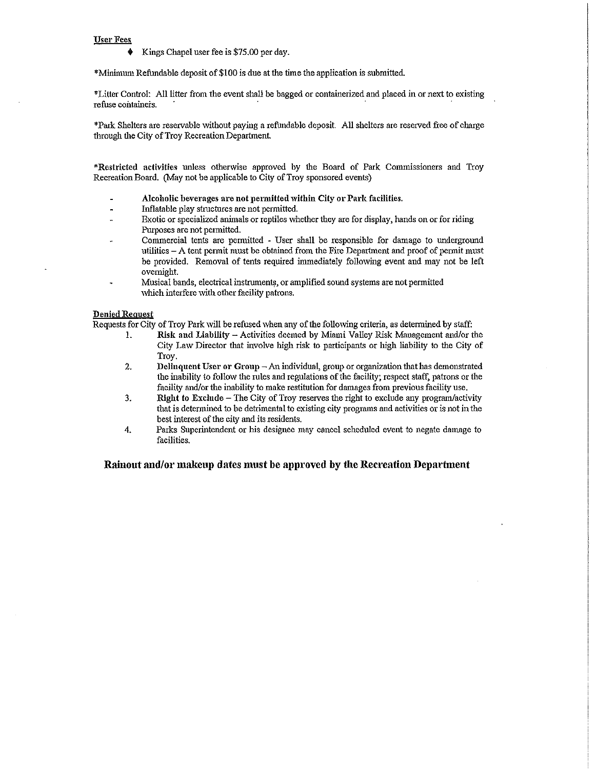<u>User Fees</u>

- Kings Chapel user fee is $75.00 per day.

*Minimum Refundable deposit of $100 is due at the time the application is submitted.

*Litter Control: All litter from the event shall be bagged or containerized and placed in or next to existing refuse containers.

*Park Shelters are reservable without paying a refundable deposit. All shelters are reserved free of charge through the City of Troy Recreation Department.

***Restricted activities** unless otherwise approved by the Board of Park Commissioners and Troy Recreation Board. (May not be applicable to City of Troy sponsored events)

- **Alcoholic beverages are not permitted within City or Park facilities.**
- Inflatable play structures are not permitted.
- Exotic or specialized animals or reptiles whether they are for display, hands on or for riding Purposes are not permitted.
- Commercial tents are permitted - User shall be responsible for damage to underground utilities – A tent permit must be obtained from the Fire Department and proof of permit must be provided. Removal of tents required immediately following event and may not be left overnight.
- Musical bands, electrical instruments, or amplified sound systems are not permitted which interfere with other facility patrons.

**<u>Denied Request</u>**

Requests for City of Troy Park will be refused when any of the following criteria, as determined by staff:

1. **Risk and Liability** – Activities deemed by Miami Valley Risk Management and/or the City Law Director that involve high risk to participants or high liability to the City of Troy.
2. **Delinquent User or Group** – An individual, group or organization that has demonstrated the inability to follow the rules and regulations of the facility; respect staff, patrons or the facility and/or the inability to make restitution for damages from previous facility use.
3. **Right to Exclude** – The City of Troy reserves the right to exclude any program/activity that is determined to be detrimental to existing city programs and activities or is not in the best interest of the city and its residents.
4. Parks Superintendent or his designee may cancel scheduled event to negate damage to facilities.

**Rainout and/or makeup dates must be approved by the Recreation Department**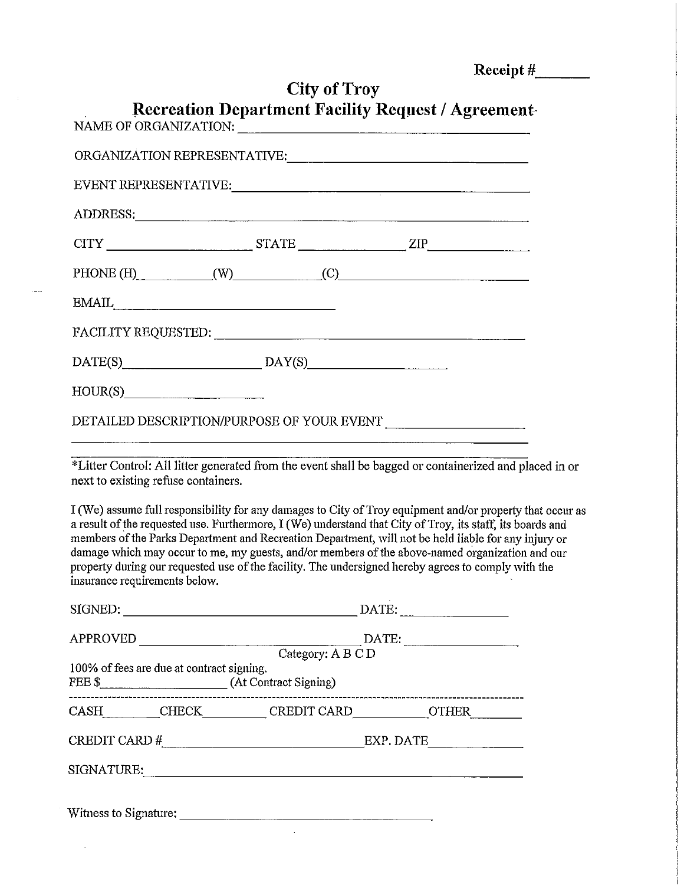Receipt #\_\_\_\_\_\_\_

# City of Troy

## Recreation Department Facility Request / Agreement

NAME OF ORGANIZATION: \_\_\_\_\_\_\_\_\_\_\_\_\_\_\_\_\_\_\_\_\_\_\_\_\_\_\_\_\_\_\_\_\_\_\_\_\_\_\_\_

ORGANIZATION REPRESENTATIVE: \_\_\_\_\_\_\_\_\_\_\_\_\_\_\_\_\_\_\_\_\_\_\_\_\_\_\_\_\_\_\_\_

EVENT REPRESENTATIVE: \_\_\_\_\_\_\_\_\_\_\_\_\_\_\_\_\_\_\_\_\_\_\_\_\_\_\_\_\_\_\_\_\_\_\_\_\_\_\_

ADDRESS: \_\_\_\_\_\_\_\_\_\_\_\_\_\_\_\_\_\_\_\_\_\_\_\_\_\_\_\_\_\_\_\_\_\_\_\_\_\_\_\_\_\_\_\_\_\_\_\_\_\_\_\_\_\_

CITY \_\_\_\_\_\_\_\_\_\_\_\_\_\_\_\_\_\_\_\_ STATE \_\_\_\_\_\_\_\_\_\_\_\_\_\_ ZIP \_\_\_\_\_\_\_\_\_\_\_\_\_\_

PHONE (H) \_\_\_\_\_\_\_\_\_\_ (W) \_\_\_\_\_\_\_\_\_\_ (C) \_\_\_\_\_\_\_\_\_\_\_\_\_\_\_\_\_\_\_\_\_\_\_\_\_\_

EMAIL \_\_\_\_\_\_\_\_\_\_\_\_\_\_\_\_\_\_\_\_\_\_\_\_\_\_\_\_\_\_\_\_

FACILITY REQUESTED: \_\_\_\_\_\_\_\_\_\_\_\_\_\_\_\_\_\_\_\_\_\_\_\_\_\_\_\_\_\_\_\_\_\_\_\_\_\_\_\_\_\_\_\_

DATE(S) \_\_\_\_\_\_\_\_\_\_\_\_\_\_\_\_\_\_\_\_ DAY(S) \_\_\_\_\_\_\_\_\_\_\_\_\_\_\_\_\_\_

HOUR(S) \_\_\_\_\_\_\_\_\_\_\_\_\_\_\_\_\_\_\_\_

DETAILED DESCRIPTION/PURPOSE OF YOUR EVENT \_\_\_\_\_\_\_\_\_\_\_\_\_\_\_\_\_\_\_\_

\_\_\_\_\_\_\_\_\_\_\_\_\_\_\_\_\_\_\_\_\_\_\_\_\_\_\_\_\_\_\_\_\_\_\_\_\_\_\_\_\_\_\_\_\_\_\_\_\_\_\_\_\_\_\_\_\_\_\_\_\_\_\_\_\_\_\_\_\_\_

\_\_\_\_\_\_\_\_\_\_\_\_\_\_\_\_\_\_\_\_\_\_\_\_\_\_\_\_\_\_\_\_\_\_\_\_\_\_\_\_\_\_\_\_\_\_\_\_\_\_\_\_\_\_\_\_\_\_\_\_\_\_\_\_\_\_\_\_\_\_

*Litter Control: All litter generated from the event shall be bagged or containerized and placed in or next to existing refuse containers.

I (We) assume full responsibility for any damages to City of Troy equipment and/or property that occur as a result of the requested use. Furthermore, I (We) understand that City of Troy, its staff, its boards and members of the Parks Department and Recreation Department, will not be held liable for any injury or damage which may occur to me, my guests, and/or members of the above-named organization and our property during our requested use of the facility. The undersigned hereby agrees to comply with the insurance requirements below.

SIGNED: \_\_\_\_\_\_\_\_\_\_\_\_\_\_\_\_\_\_\_\_\_\_\_\_\_\_\_\_\_\_\_\_\_\_\_\_ DATE: \_\_\_\_\_\_\_\_\_\_\_\_\_\_\_\_

APPROVED \_\_\_\_\_\_\_\_\_\_\_\_\_\_\_\_\_\_\_\_\_\_\_\_\_\_\_\_\_\_\_\_\_\_\_ DATE: \_\_\_\_\_\_\_\_\_\_\_\_\_\_\_\_\_

Category: A B C D

100% of fees are due at contract signing.

FEE $ \_\_\_\_\_\_\_\_\_\_\_\_\_\_\_\_\_\_\_\_ (At Contract Signing)

---

CASH \_\_\_\_\_\_\_\_ CHECK \_\_\_\_\_\_\_\_\_ CREDIT CARD \_\_\_\_\_\_\_\_\_\_ OTHER \_\_\_\_\_\_\_\_

CREDIT CARD # \_\_\_\_\_\_\_\_\_\_\_\_\_\_\_\_\_\_\_\_\_\_\_\_\_\_\_\_\_\_\_\_\_\_ EXP. DATE \_\_\_\_\_\_\_\_\_\_\_\_\_\_

SIGNATURE: \_\_\_\_\_\_\_\_\_\_\_\_\_\_\_\_\_\_\_\_\_\_\_\_\_\_\_\_\_\_\_\_\_\_\_\_\_\_\_\_\_\_\_\_\_\_\_\_\_\_\_\_\_\_\_\_\_\_

Witness to Signature: \_\_\_\_\_\_\_\_\_\_\_\_\_\_\_\_\_\_\_\_\_\_\_\_\_\_\_\_\_\_\_\_\_\_\_\_\_\_\_\_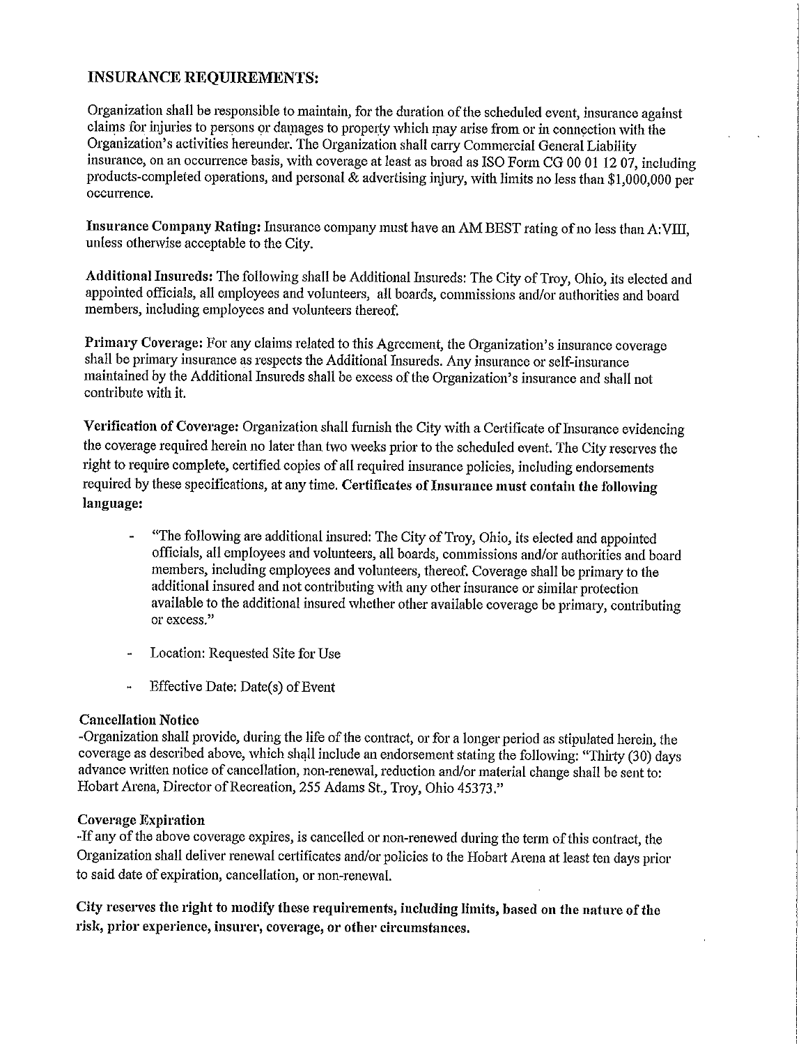## INSURANCE REQUIREMENTS:

Organization shall be responsible to maintain, for the duration of the scheduled event, insurance against claims for injuries to persons or damages to property which may arise from or in connection with the Organization's activities hereunder. The Organization shall carry Commercial General Liability insurance, on an occurrence basis, with coverage at least as broad as ISO Form CG 00 01 12 07, including products-completed operations, and personal & advertising injury, with limits no less than $1,000,000 per occurrence.

**Insurance Company Rating:** Insurance company must have an AM BEST rating of no less than A:VIII, unless otherwise acceptable to the City.

**Additional Insureds:** The following shall be Additional Insureds: The City of Troy, Ohio, its elected and appointed officials, all employees and volunteers, all boards, commissions and/or authorities and board members, including employees and volunteers thereof.

**Primary Coverage:** For any claims related to this Agreement, the Organization's insurance coverage shall be primary insurance as respects the Additional Insureds. Any insurance or self-insurance maintained by the Additional Insureds shall be excess of the Organization's insurance and shall not contribute with it.

**Verification of Coverage:** Organization shall furnish the City with a Certificate of Insurance evidencing the coverage required herein no later than two weeks prior to the scheduled event. The City reserves the right to require complete, certified copies of all required insurance policies, including endorsements required by these specifications, at any time. **Certificates of Insurance must contain the following language:**

- "The following are additional insured: The City of Troy, Ohio, its elected and appointed officials, all employees and volunteers, all boards, commissions and/or authorities and board members, including employees and volunteers, thereof. Coverage shall be primary to the additional insured and not contributing with any other insurance or similar protection available to the additional insured whether other available coverage be primary, contributing or excess."
- Location: Requested Site for Use
- Effective Date: Date(s) of Event

**Cancellation Notice**

-Organization shall provide, during the life of the contract, or for a longer period as stipulated herein, the coverage as described above, which shall include an endorsement stating the following: "Thirty (30) days advance written notice of cancellation, non-renewal, reduction and/or material change shall be sent to: Hobart Arena, Director of Recreation, 255 Adams St., Troy, Ohio 45373."

**Coverage Expiration**

-If any of the above coverage expires, is cancelled or non-renewed during the term of this contract, the Organization shall deliver renewal certificates and/or policies to the Hobart Arena at least ten days prior to said date of expiration, cancellation, or non-renewal.

**City reserves the right to modify these requirements, including limits, based on the nature of the risk, prior experience, insurer, coverage, or other circumstances.**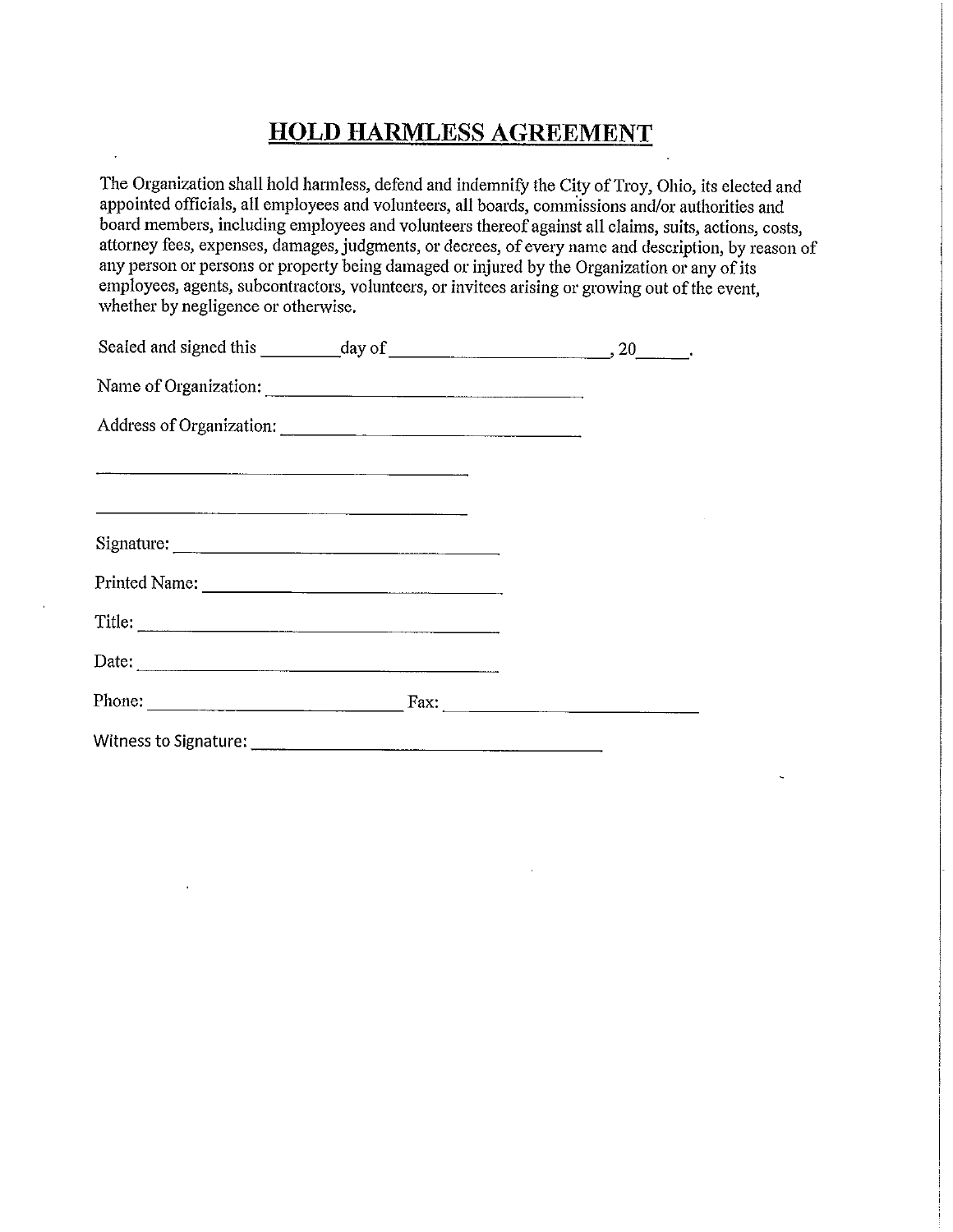# HOLD HARMLESS AGREEMENT

The Organization shall hold harmless, defend and indemnify the City of Troy, Ohio, its elected and appointed officials, all employees and volunteers, all boards, commissions and/or authorities and board members, including employees and volunteers thereof against all claims, suits, actions, costs, attorney fees, expenses, damages, judgments, or decrees, of every name and description, by reason of any person or persons or property being damaged or injured by the Organization or any of its employees, agents, subcontractors, volunteers, or invitees arising or growing out of the event, whether by negligence or otherwise.

Sealed and signed this ________ day of ______________________, 20_____.

Name of Organization: ______________________________

Address of Organization: ______________________________

______________________________

______________________________

Signature: ______________________________

Printed Name: ______________________________

Title: ______________________________

Date: ______________________________

Phone: ______________________ Fax: ______________________

Witness to Signature: ______________________________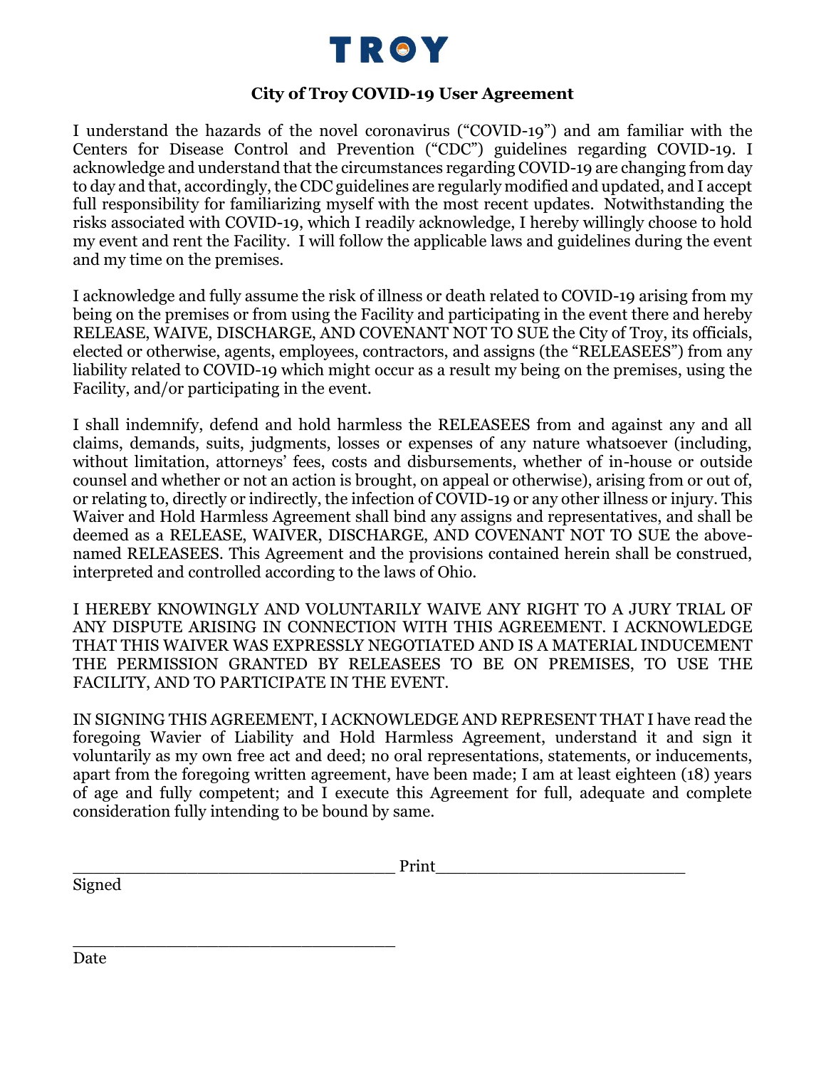TROY

**City of Troy COVID-19 User Agreement**

I understand the hazards of the novel coronavirus ("COVID-19") and am familiar with the Centers for Disease Control and Prevention ("CDC") guidelines regarding COVID-19. I acknowledge and understand that the circumstances regarding COVID-19 are changing from day to day and that, accordingly, the CDC guidelines are regularly modified and updated, and I accept full responsibility for familiarizing myself with the most recent updates. Notwithstanding the risks associated with COVID-19, which I readily acknowledge, I hereby willingly choose to hold my event and rent the Facility. I will follow the applicable laws and guidelines during the event and my time on the premises.

I acknowledge and fully assume the risk of illness or death related to COVID-19 arising from my being on the premises or from using the Facility and participating in the event there and hereby RELEASE, WAIVE, DISCHARGE, AND COVENANT NOT TO SUE the City of Troy, its officials, elected or otherwise, agents, employees, contractors, and assigns (the "RELEASEES") from any liability related to COVID-19 which might occur as a result my being on the premises, using the Facility, and/or participating in the event.

I shall indemnify, defend and hold harmless the RELEASEES from and against any and all claims, demands, suits, judgments, losses or expenses of any nature whatsoever (including, without limitation, attorneys' fees, costs and disbursements, whether of in-house or outside counsel and whether or not an action is brought, on appeal or otherwise), arising from or out of, or relating to, directly or indirectly, the infection of COVID-19 or any other illness or injury. This Waiver and Hold Harmless Agreement shall bind any assigns and representatives, and shall be deemed as a RELEASE, WAIVER, DISCHARGE, AND COVENANT NOT TO SUE the above-named RELEASEES. This Agreement and the provisions contained herein shall be construed, interpreted and controlled according to the laws of Ohio.

I HEREBY KNOWINGLY AND VOLUNTARILY WAIVE ANY RIGHT TO A JURY TRIAL OF ANY DISPUTE ARISING IN CONNECTION WITH THIS AGREEMENT. I ACKNOWLEDGE THAT THIS WAIVER WAS EXPRESSLY NEGOTIATED AND IS A MATERIAL INDUCEMENT THE PERMISSION GRANTED BY RELEASEES TO BE ON PREMISES, TO USE THE FACILITY, AND TO PARTICIPATE IN THE EVENT.

IN SIGNING THIS AGREEMENT, I ACKNOWLEDGE AND REPRESENT THAT I have read the foregoing Wavier of Liability and Hold Harmless Agreement, understand it and sign it voluntarily as my own free act and deed; no oral representations, statements, or inducements, apart from the foregoing written agreement, have been made; I am at least eighteen (18) years of age and fully competent; and I execute this Agreement for full, adequate and complete consideration fully intending to be bound by same.

________________________________ Print_________________________

Signed

________________________________

Date